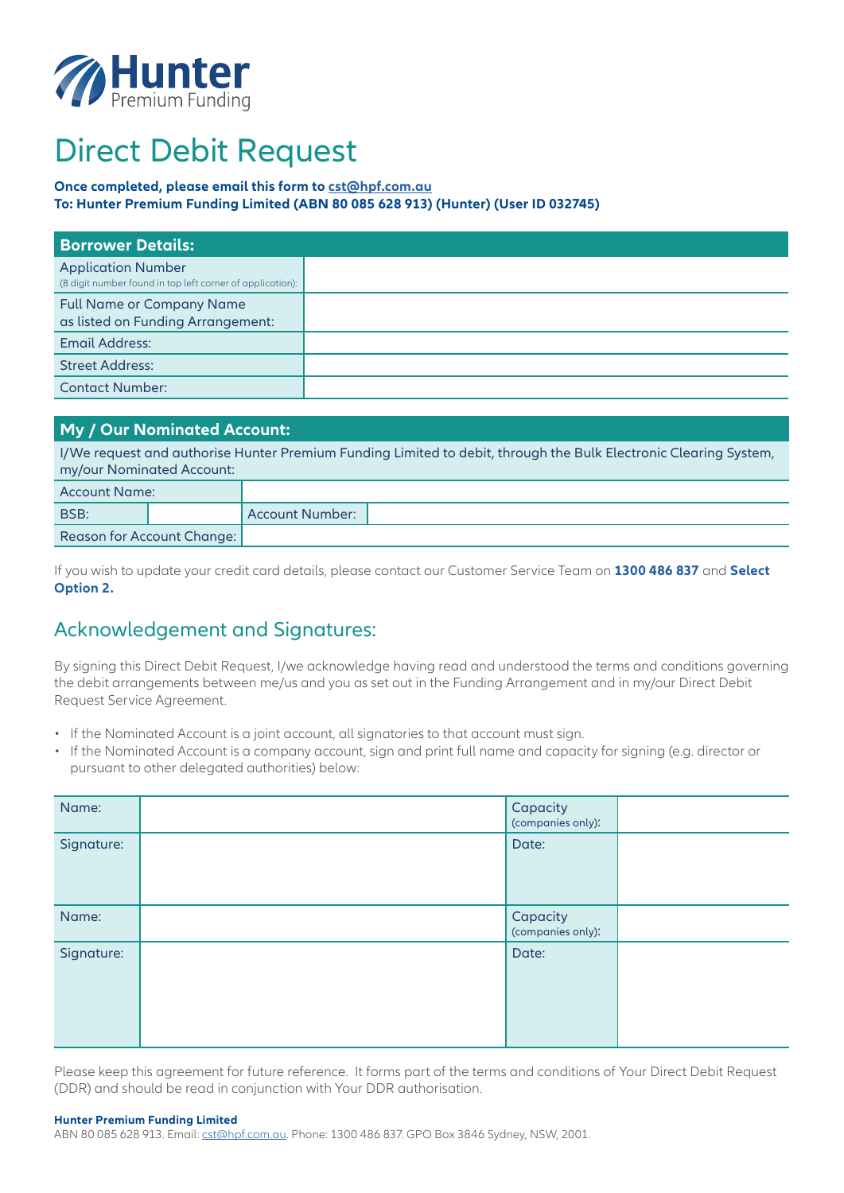Hunter Premium Funding

# Direct Debit Request

**Once completed, please email this form to cst@hpf.com.au**
**To: Hunter Premium Funding Limited (ABN 80 085 628 913) (Hunter) (User ID 032745)**

| **Borrower Details:** | |
|---|---|
| Application Number (8 digit number found in top left corner of application): | |
| Full Name or Company Name as listed on Funding Arrangement: | |
| Email Address: | |
| Street Address: | |
| Contact Number: | |

**My / Our Nominated Account:**

I/We request and authorise Hunter Premium Funding Limited to debit, through the Bulk Electronic Clearing System, my/our Nominated Account:

| Account Name: | | | |
|---|---|---|---|
| BSB: | | Account Number: | |
| Reason for Account Change: | | | |

If you wish to update your credit card details, please contact our Customer Service Team on **1300 486 837** and **Select Option 2.**

## Acknowledgement and Signatures:

By signing this Direct Debit Request, I/we acknowledge having read and understood the terms and conditions governing the debit arrangements between me/us and you as set out in the Funding Arrangement and in my/our Direct Debit Request Service Agreement.

- If the Nominated Account is a joint account, all signatories to that account must sign.
- If the Nominated Account is a company account, sign and print full name and capacity for signing (e.g. director or pursuant to other delegated authorities) below:

| Name: | | Capacity (companies only): | |
|---|---|---|---|
| Signature: | | Date: | |
| Name: | | Capacity (companies only): | |
| Signature: | | Date: | |

Please keep this agreement for future reference. It forms part of the terms and conditions of Your Direct Debit Request (DDR) and should be read in conjunction with Your DDR authorisation.

**Hunter Premium Funding Limited**
ABN 80 085 628 913. Email: cst@hpf.com.au. Phone: 1300 486 837. GPO Box 3846 Sydney, NSW, 2001.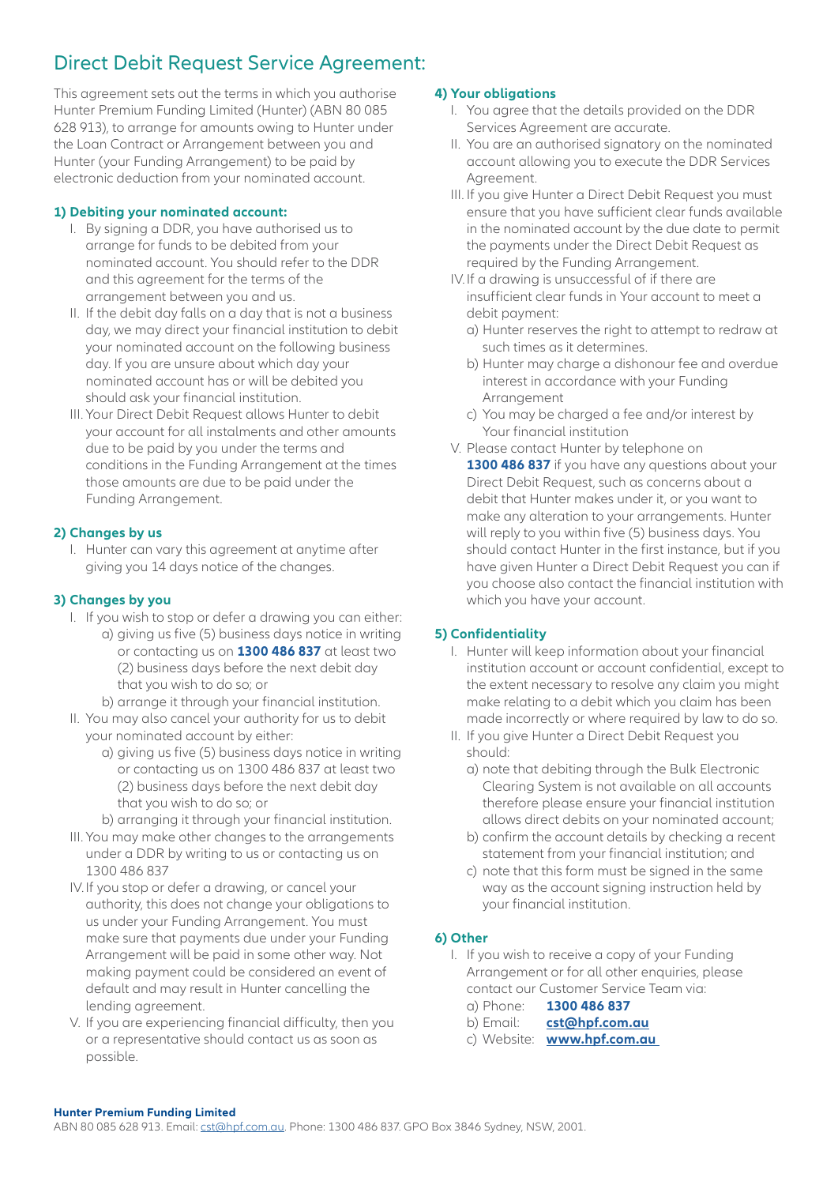# Direct Debit Request Service Agreement:

This agreement sets out the terms in which you authorise Hunter Premium Funding Limited (Hunter) (ABN 80 085 628 913), to arrange for amounts owing to Hunter under the Loan Contract or Arrangement between you and Hunter (your Funding Arrangement) to be paid by electronic deduction from your nominated account.

**1) Debiting your nominated account:**

I. By signing a DDR, you have authorised us to arrange for funds to be debited from your nominated account. You should refer to the DDR and this agreement for the terms of the arrangement between you and us.

II. If the debit day falls on a day that is not a business day, we may direct your financial institution to debit your nominated account on the following business day. If you are unsure about which day your nominated account has or will be debited you should ask your financial institution.

III. Your Direct Debit Request allows Hunter to debit your account for all instalments and other amounts due to be paid by you under the terms and conditions in the Funding Arrangement at the times those amounts are due to be paid under the Funding Arrangement.

**2) Changes by us**

I. Hunter can vary this agreement at anytime after giving you 14 days notice of the changes.

**3) Changes by you**

I. If you wish to stop or defer a drawing you can either:
   a) giving us five (5) business days notice in writing or contacting us on **1300 486 837** at least two (2) business days before the next debit day that you wish to do so; or
   b) arrange it through your financial institution.

II. You may also cancel your authority for us to debit your nominated account by either:
   a) giving us five (5) business days notice in writing or contacting us on 1300 486 837 at least two (2) business days before the next debit day that you wish to do so; or
   b) arranging it through your financial institution.

III. You may make other changes to the arrangements under a DDR by writing to us or contacting us on 1300 486 837

IV. If you stop or defer a drawing, or cancel your authority, this does not change your obligations to us under your Funding Arrangement. You must make sure that payments due under your Funding Arrangement will be paid in some other way. Not making payment could be considered an event of default and may result in Hunter cancelling the lending agreement.

V. If you are experiencing financial difficulty, then you or a representative should contact us as soon as possible.

**4) Your obligations**

I. You agree that the details provided on the DDR Services Agreement are accurate.

II. You are an authorised signatory on the nominated account allowing you to execute the DDR Services Agreement.

III. If you give Hunter a Direct Debit Request you must ensure that you have sufficient clear funds available in the nominated account by the due date to permit the payments under the Direct Debit Request as required by the Funding Arrangement.

IV. If a drawing is unsuccessful of if there are insufficient clear funds in Your account to meet a debit payment:
   a) Hunter reserves the right to attempt to redraw at such times as it determines.
   b) Hunter may charge a dishonour fee and overdue interest in accordance with your Funding Arrangement
   c) You may be charged a fee and/or interest by Your financial institution

V. Please contact Hunter by telephone on **1300 486 837** if you have any questions about your Direct Debit Request, such as concerns about a debit that Hunter makes under it, or you want to make any alteration to your arrangements. Hunter will reply to you within five (5) business days. You should contact Hunter in the first instance, but if you have given Hunter a Direct Debit Request you can if you choose also contact the financial institution with which you have your account.

**5) Confidentiality**

I. Hunter will keep information about your financial institution account or account confidential, except to the extent necessary to resolve any claim you might make relating to a debit which you claim has been made incorrectly or where required by law to do so.

II. If you give Hunter a Direct Debit Request you should:
   a) note that debiting through the Bulk Electronic Clearing System is not available on all accounts therefore please ensure your financial institution allows direct debits on your nominated account;
   b) confirm the account details by checking a recent statement from your financial institution; and
   c) note that this form must be signed in the same way as the account signing instruction held by your financial institution.

**6) Other**

I. If you wish to receive a copy of your Funding Arrangement or for all other enquiries, please contact our Customer Service Team via:
   a) Phone: **1300 486 837**
   b) Email: **cst@hpf.com.au**
   c) Website: **www.hpf.com.au**

**Hunter Premium Funding Limited**
ABN 80 085 628 913. Email: cst@hpf.com.au. Phone: 1300 486 837. GPO Box 3846 Sydney, NSW, 2001.